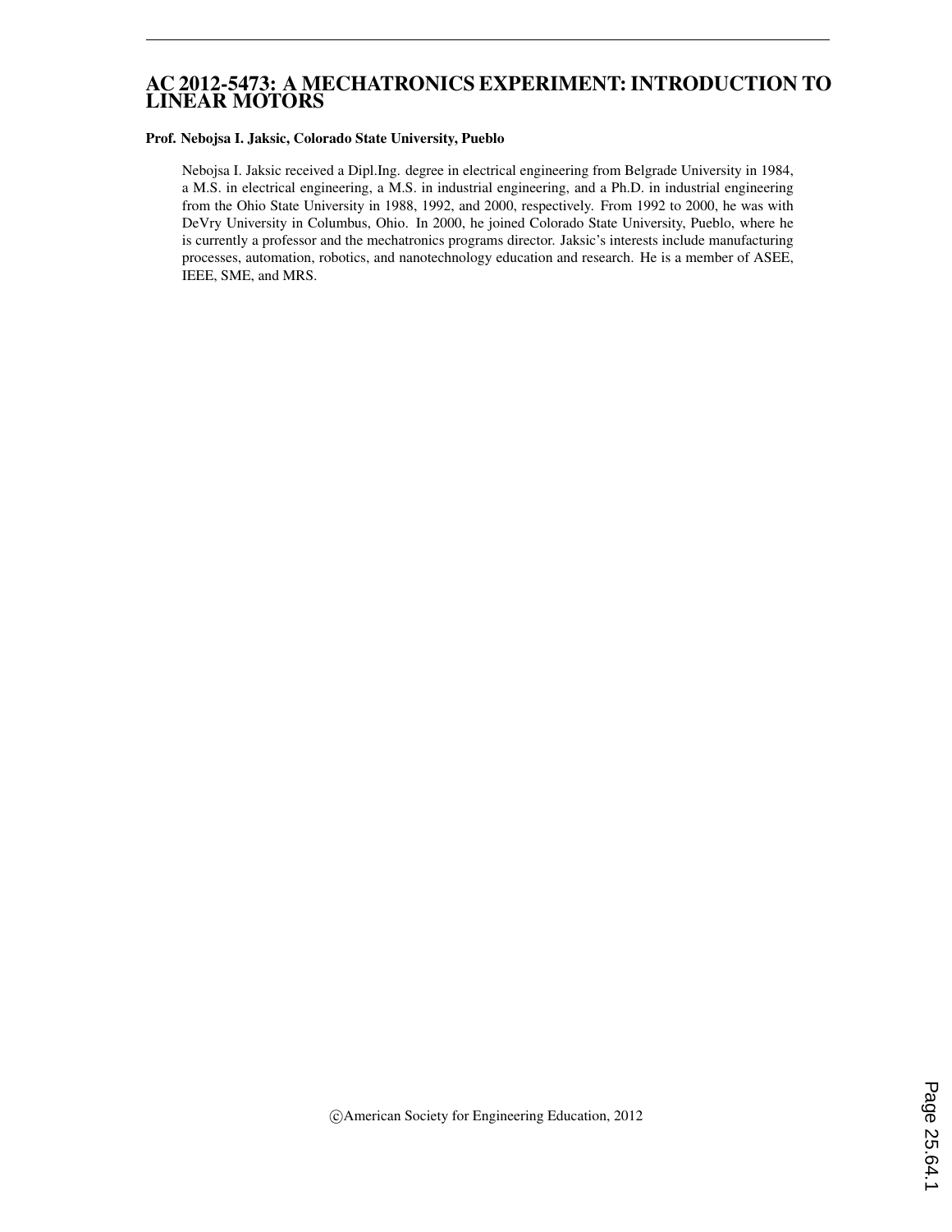# AC 2012-5473: A MECHATRONICS EXPERIMENT: INTRODUCTION TO LINEAR MOTORS

**Prof. Nebojsa I. Jaksic, Colorado State University, Pueblo**

Nebojsa I. Jaksic received a Dipl.Ing. degree in electrical engineering from Belgrade University in 1984, a M.S. in electrical engineering, a M.S. in industrial engineering, and a Ph.D. in industrial engineering from the Ohio State University in 1988, 1992, and 2000, respectively. From 1992 to 2000, he was with DeVry University in Columbus, Ohio. In 2000, he joined Colorado State University, Pueblo, where he is currently a professor and the mechatronics programs director. Jaksic's interests include manufacturing processes, automation, robotics, and nanotechnology education and research. He is a member of ASEE, IEEE, SME, and MRS.

©American Society for Engineering Education, 2012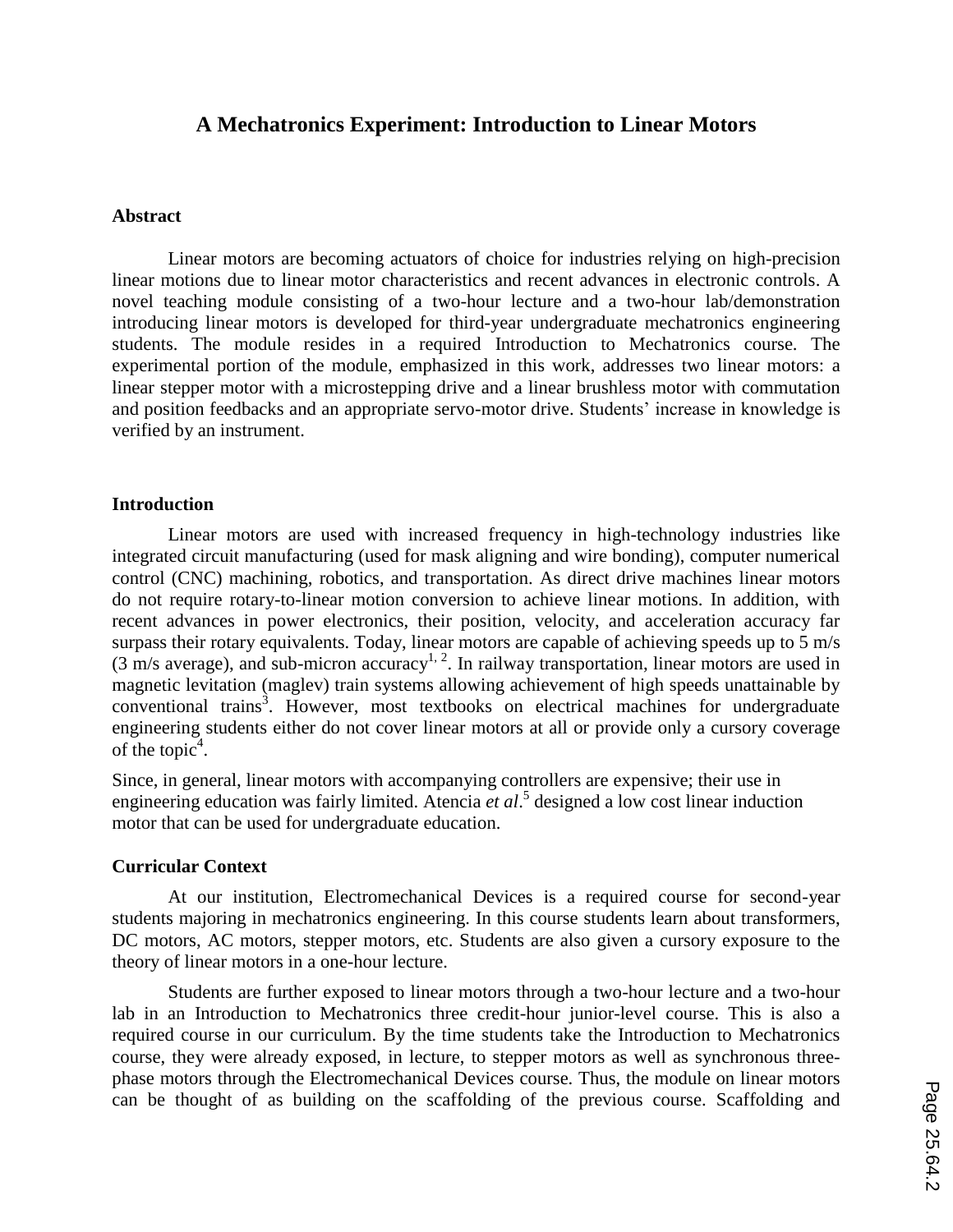# A Mechatronics Experiment: Introduction to Linear Motors

## Abstract

Linear motors are becoming actuators of choice for industries relying on high-precision linear motions due to linear motor characteristics and recent advances in electronic controls. A novel teaching module consisting of a two-hour lecture and a two-hour lab/demonstration introducing linear motors is developed for third-year undergraduate mechatronics engineering students. The module resides in a required Introduction to Mechatronics course. The experimental portion of the module, emphasized in this work, addresses two linear motors: a linear stepper motor with a microstepping drive and a linear brushless motor with commutation and position feedbacks and an appropriate servo-motor drive. Students' increase in knowledge is verified by an instrument.

## Introduction

Linear motors are used with increased frequency in high-technology industries like integrated circuit manufacturing (used for mask aligning and wire bonding), computer numerical control (CNC) machining, robotics, and transportation. As direct drive machines linear motors do not require rotary-to-linear motion conversion to achieve linear motions. In addition, with recent advances in power electronics, their position, velocity, and acceleration accuracy far surpass their rotary equivalents. Today, linear motors are capable of achieving speeds up to 5 m/s (3 m/s average), and sub-micron accuracy[1, 2]. In railway transportation, linear motors are used in magnetic levitation (maglev) train systems allowing achievement of high speeds unattainable by conventional trains[3]. However, most textbooks on electrical machines for undergraduate engineering students either do not cover linear motors at all or provide only a cursory coverage of the topic[4].

Since, in general, linear motors with accompanying controllers are expensive; their use in engineering education was fairly limited. Atencia *et al*.[5] designed a low cost linear induction motor that can be used for undergraduate education.

## Curricular Context

At our institution, Electromechanical Devices is a required course for second-year students majoring in mechatronics engineering. In this course students learn about transformers, DC motors, AC motors, stepper motors, etc. Students are also given a cursory exposure to the theory of linear motors in a one-hour lecture.

Students are further exposed to linear motors through a two-hour lecture and a two-hour lab in an Introduction to Mechatronics three credit-hour junior-level course. This is also a required course in our curriculum. By the time students take the Introduction to Mechatronics course, they were already exposed, in lecture, to stepper motors as well as synchronous three-phase motors through the Electromechanical Devices course. Thus, the module on linear motors can be thought of as building on the scaffolding of the previous course. Scaffolding and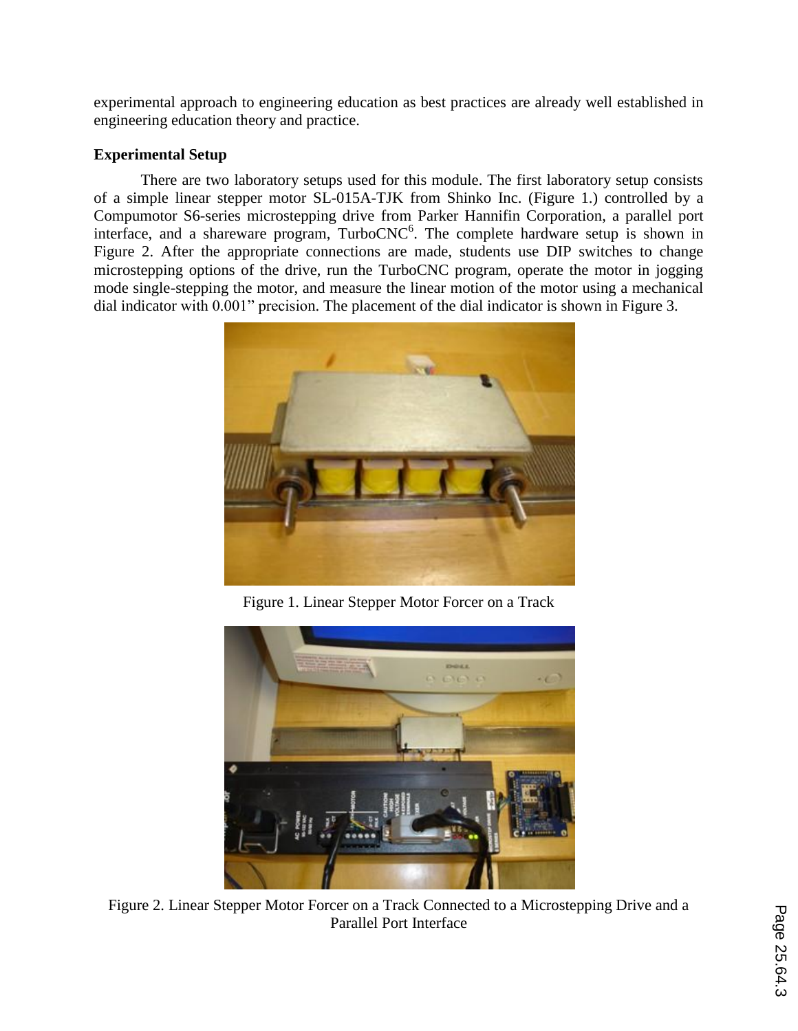experimental approach to engineering education as best practices are already well established in engineering education theory and practice.

**Experimental Setup**

There are two laboratory setups used for this module. The first laboratory setup consists of a simple linear stepper motor SL-015A-TJK from Shinko Inc. (Figure 1.) controlled by a Compumotor S6-series microstepping drive from Parker Hannifin Corporation, a parallel port interface, and a shareware program, TurboCNC[6]. The complete hardware setup is shown in Figure 2. After the appropriate connections are made, students use DIP switches to change microstepping options of the drive, run the TurboCNC program, operate the motor in jogging mode single-stepping the motor, and measure the linear motion of the motor using a mechanical dial indicator with 0.001" precision. The placement of the dial indicator is shown in Figure 3.

Figure 1. Linear Stepper Motor Forcer on a Track

Figure 2. Linear Stepper Motor Forcer on a Track Connected to a Microstepping Drive and a Parallel Port Interface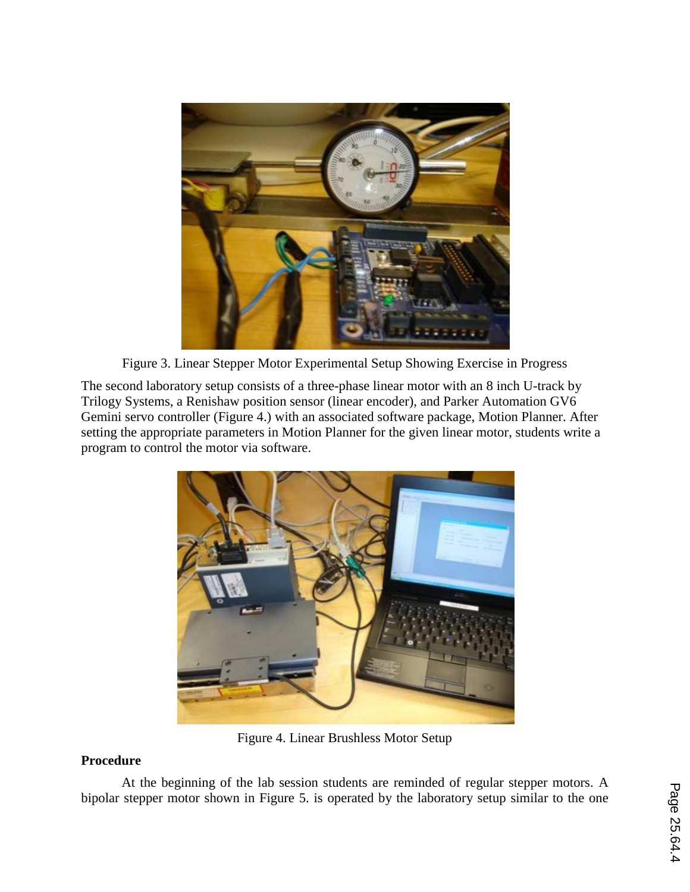Figure 3. Linear Stepper Motor Experimental Setup Showing Exercise in Progress

The second laboratory setup consists of a three-phase linear motor with an 8 inch U-track by Trilogy Systems, a Renishaw position sensor (linear encoder), and Parker Automation GV6 Gemini servo controller (Figure 4.) with an associated software package, Motion Planner. After setting the appropriate parameters in Motion Planner for the given linear motor, students write a program to control the motor via software.

Figure 4. Linear Brushless Motor Setup

**Procedure**

At the beginning of the lab session students are reminded of regular stepper motors. A bipolar stepper motor shown in Figure 5. is operated by the laboratory setup similar to the one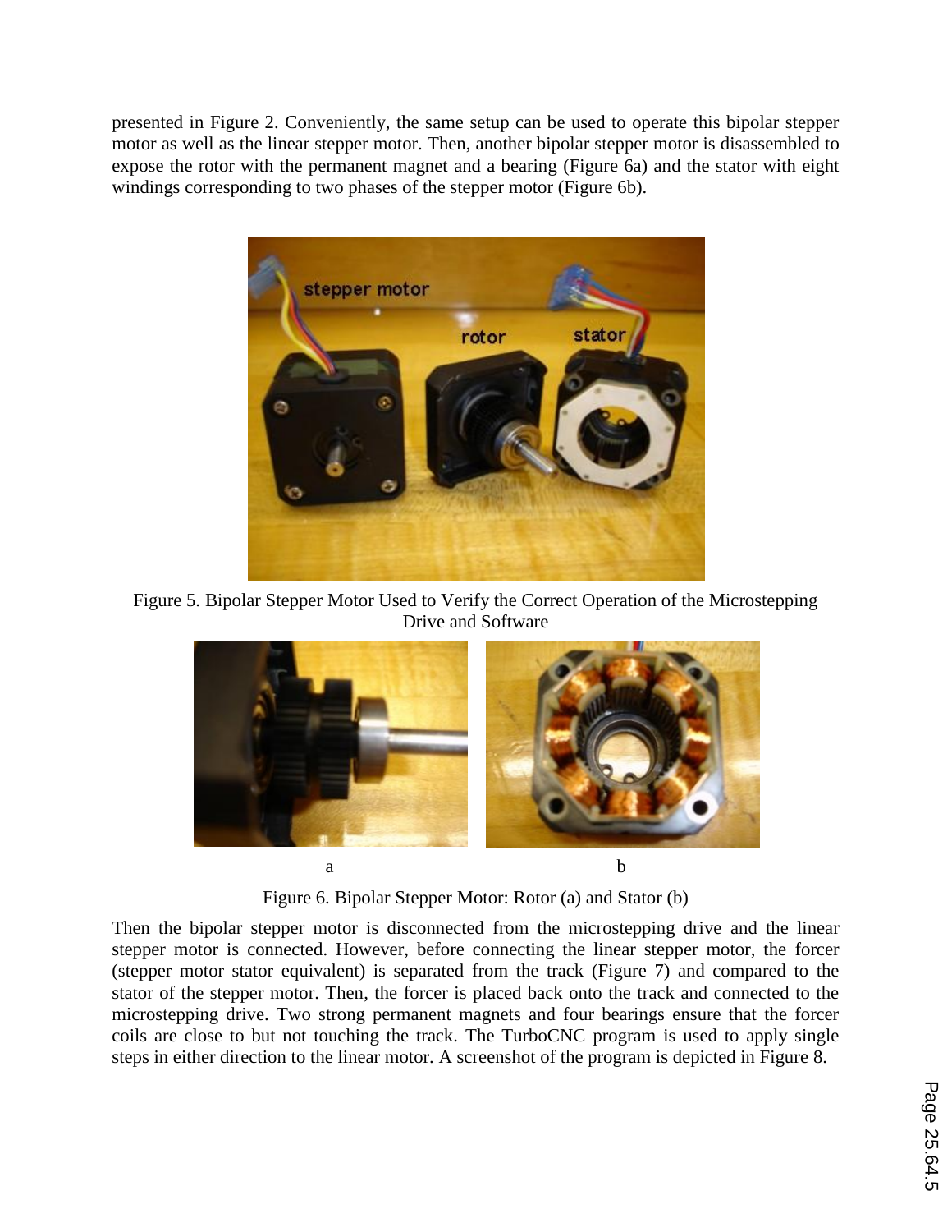presented in Figure 2. Conveniently, the same setup can be used to operate this bipolar stepper motor as well as the linear stepper motor. Then, another bipolar stepper motor is disassembled to expose the rotor with the permanent magnet and a bearing (Figure 6a) and the stator with eight windings corresponding to two phases of the stepper motor (Figure 6b).

Figure 5. Bipolar Stepper Motor Used to Verify the Correct Operation of the Microstepping Drive and Software

a b

Figure 6. Bipolar Stepper Motor: Rotor (a) and Stator (b)

Then the bipolar stepper motor is disconnected from the microstepping drive and the linear stepper motor is connected. However, before connecting the linear stepper motor, the forcer (stepper motor stator equivalent) is separated from the track (Figure 7) and compared to the stator of the stepper motor. Then, the forcer is placed back onto the track and connected to the microstepping drive. Two strong permanent magnets and four bearings ensure that the forcer coils are close to but not touching the track. The TurboCNC program is used to apply single steps in either direction to the linear motor. A screenshot of the program is depicted in Figure 8.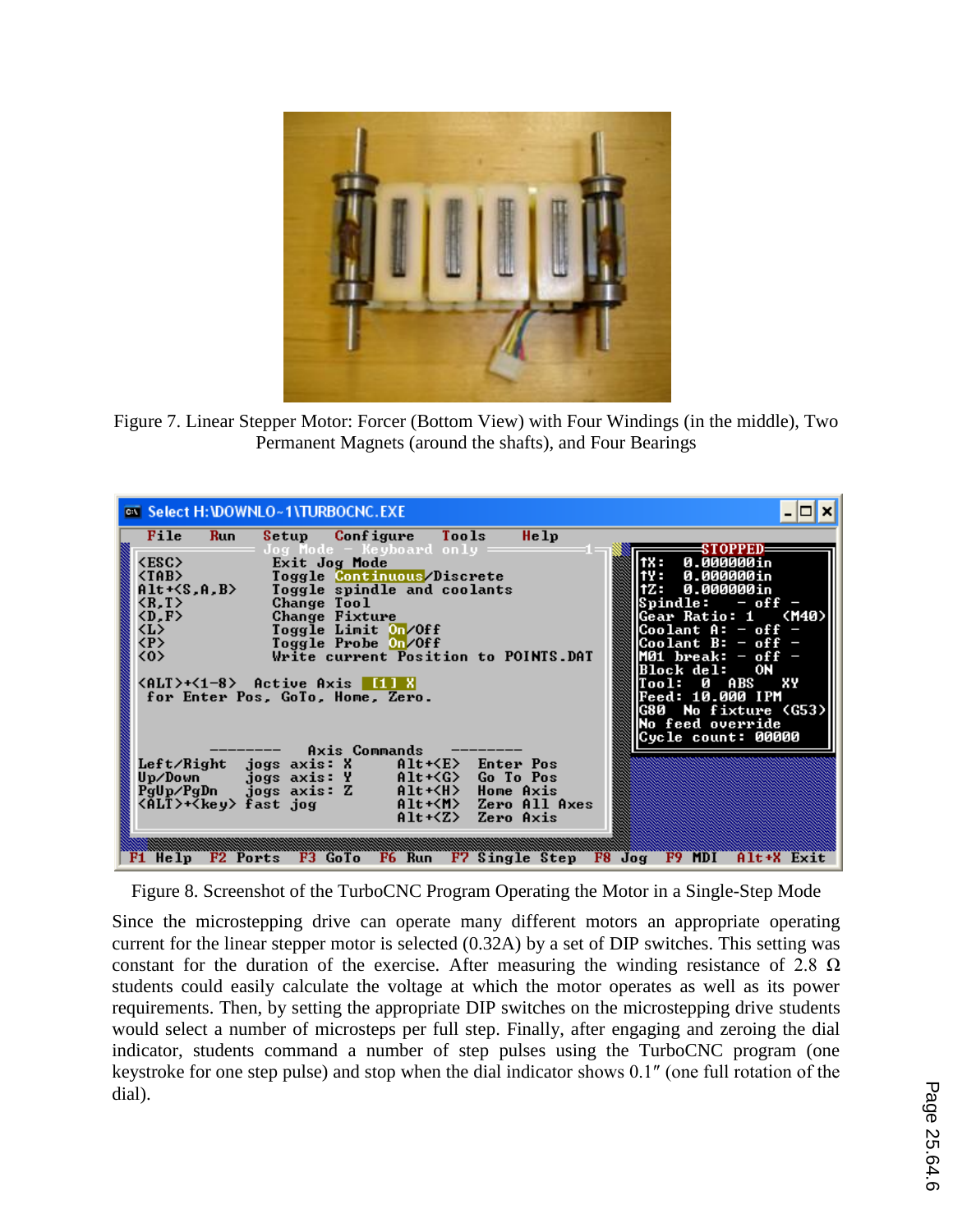Figure 7. Linear Stepper Motor: Forcer (Bottom View) with Four Windings (in the middle), Two Permanent Magnets (around the shafts), and Four Bearings

Figure 8. Screenshot of the TurboCNC Program Operating the Motor in a Single-Step Mode

Since the microstepping drive can operate many different motors an appropriate operating current for the linear stepper motor is selected (0.32A) by a set of DIP switches. This setting was constant for the duration of the exercise. After measuring the winding resistance of 2.8 Ω students could easily calculate the voltage at which the motor operates as well as its power requirements. Then, by setting the appropriate DIP switches on the microstepping drive students would select a number of microsteps per full step. Finally, after engaging and zeroing the dial indicator, students command a number of step pulses using the TurboCNC program (one keystroke for one step pulse) and stop when the dial indicator shows 0.1″ (one full rotation of the dial).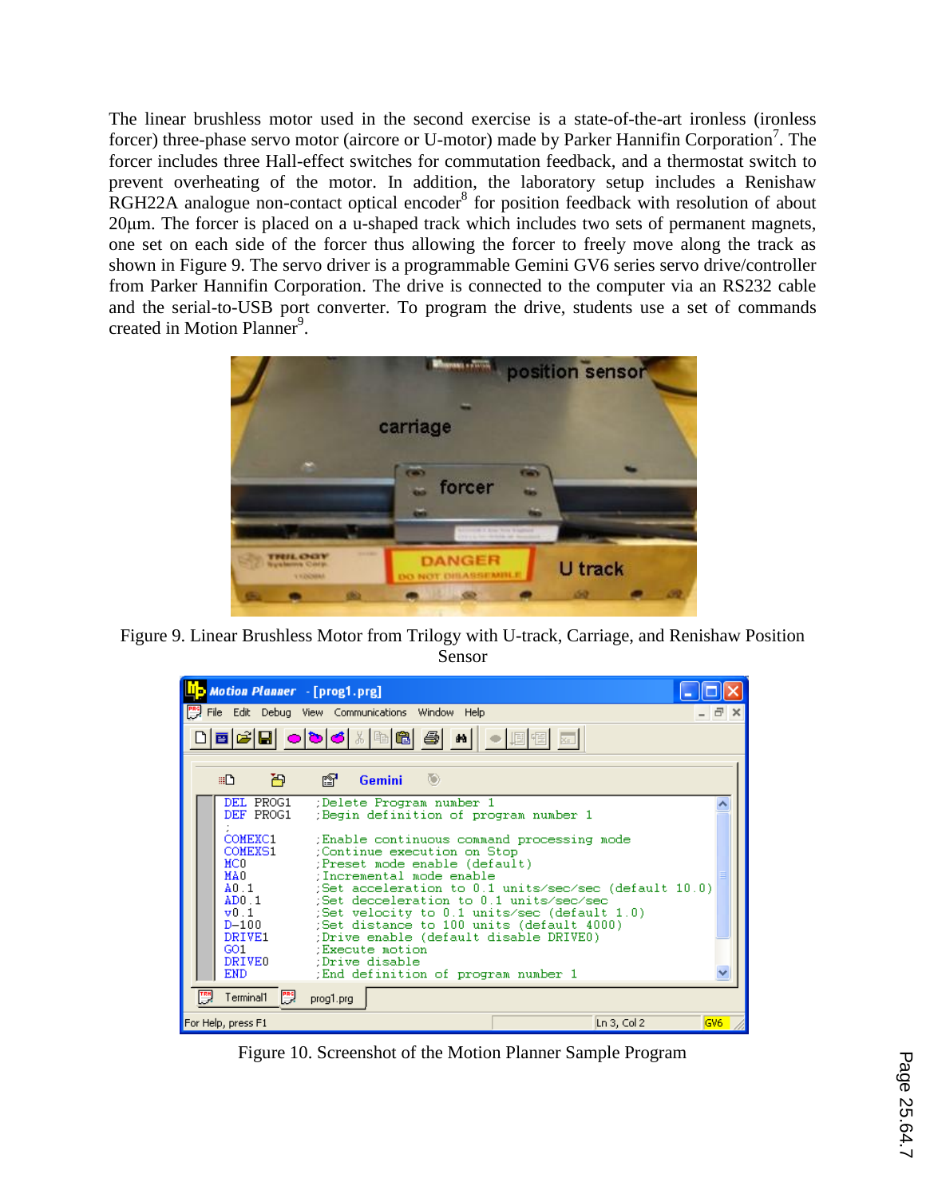The linear brushless motor used in the second exercise is a state-of-the-art ironless (ironless forcer) three-phase servo motor (aircore or U-motor) made by Parker Hannifin Corporation[7]. The forcer includes three Hall-effect switches for commutation feedback, and a thermostat switch to prevent overheating of the motor. In addition, the laboratory setup includes a Renishaw RGH22A analogue non-contact optical encoder[8] for position feedback with resolution of about 20μm. The forcer is placed on a u-shaped track which includes two sets of permanent magnets, one set on each side of the forcer thus allowing the forcer to freely move along the track as shown in Figure 9. The servo driver is a programmable Gemini GV6 series servo drive/controller from Parker Hannifin Corporation. The drive is connected to the computer via an RS232 cable and the serial-to-USB port converter. To program the drive, students use a set of commands created in Motion Planner[9].

Figure 9. Linear Brushless Motor from Trilogy with U-track, Carriage, and Renishaw Position Sensor

```
DEL PROG1      ;Delete Program number 1
DEF PROG1      ;Begin definition of program number 1
;
COMEXC1        ;Enable continuous command processing mode
COMEXS1        ;Continue execution on Stop
MC0            ;Preset mode enable (default)
MA0            ;Incremental mode enable
A0.1           ;Set acceleration to 0.1 units/sec/sec (default 10.0)
AD0.1          ;Set decceleration to 0.1 units/sec/sec
v0.1           ;Set velocity to 0.1 units/sec (default 1.0)
D-100          ;Set distance to 100 units (default 4000)
DRIVE1         ;Drive enable (default disable DRIVE0)
GO1            ;Execute motion
DRIVE0         ;Drive disable
END            ;End definition of program number 1
```

Figure 10. Screenshot of the Motion Planner Sample Program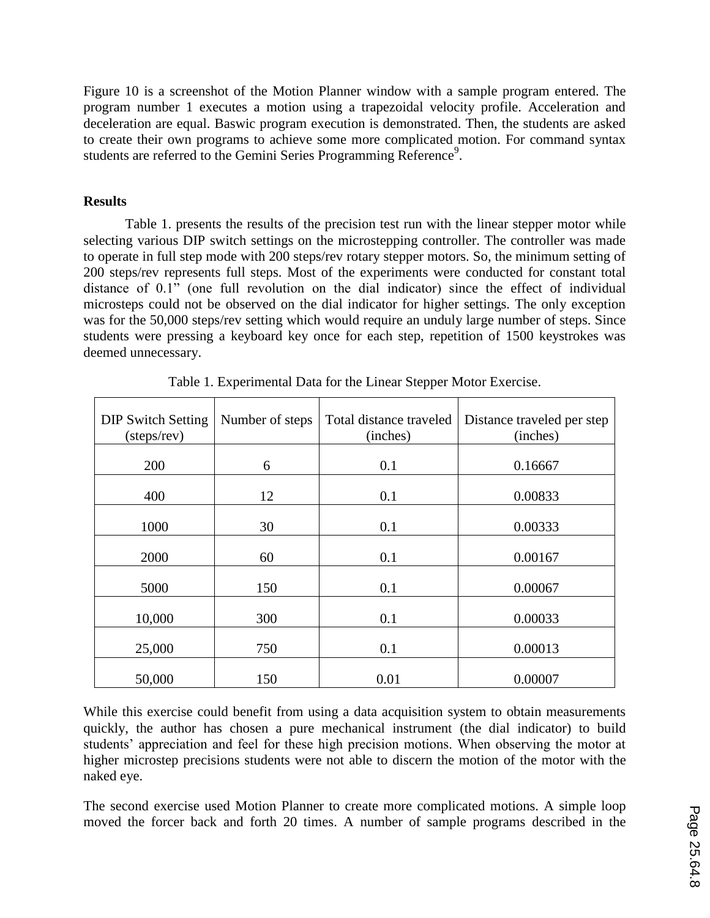Figure 10 is a screenshot of the Motion Planner window with a sample program entered. The program number 1 executes a motion using a trapezoidal velocity profile. Acceleration and deceleration are equal. Baswic program execution is demonstrated. Then, the students are asked to create their own programs to achieve some more complicated motion. For command syntax students are referred to the Gemini Series Programming Reference[9].

**Results**

Table 1. presents the results of the precision test run with the linear stepper motor while selecting various DIP switch settings on the microstepping controller. The controller was made to operate in full step mode with 200 steps/rev rotary stepper motors. So, the minimum setting of 200 steps/rev represents full steps. Most of the experiments were conducted for constant total distance of 0.1" (one full revolution on the dial indicator) since the effect of individual microsteps could not be observed on the dial indicator for higher settings. The only exception was for the 50,000 steps/rev setting which would require an unduly large number of steps. Since students were pressing a keyboard key once for each step, repetition of 1500 keystrokes was deemed unnecessary.

Table 1. Experimental Data for the Linear Stepper Motor Exercise.

| DIP Switch Setting (steps/rev) | Number of steps | Total distance traveled (inches) | Distance traveled per step (inches) |
|---|---|---|---|
| 200 | 6 | 0.1 | 0.16667 |
| 400 | 12 | 0.1 | 0.00833 |
| 1000 | 30 | 0.1 | 0.00333 |
| 2000 | 60 | 0.1 | 0.00167 |
| 5000 | 150 | 0.1 | 0.00067 |
| 10,000 | 300 | 0.1 | 0.00033 |
| 25,000 | 750 | 0.1 | 0.00013 |
| 50,000 | 150 | 0.01 | 0.00007 |

While this exercise could benefit from using a data acquisition system to obtain measurements quickly, the author has chosen a pure mechanical instrument (the dial indicator) to build students' appreciation and feel for these high precision motions. When observing the motor at higher microstep precisions students were not able to discern the motion of the motor with the naked eye.

The second exercise used Motion Planner to create more complicated motions. A simple loop moved the forcer back and forth 20 times. A number of sample programs described in the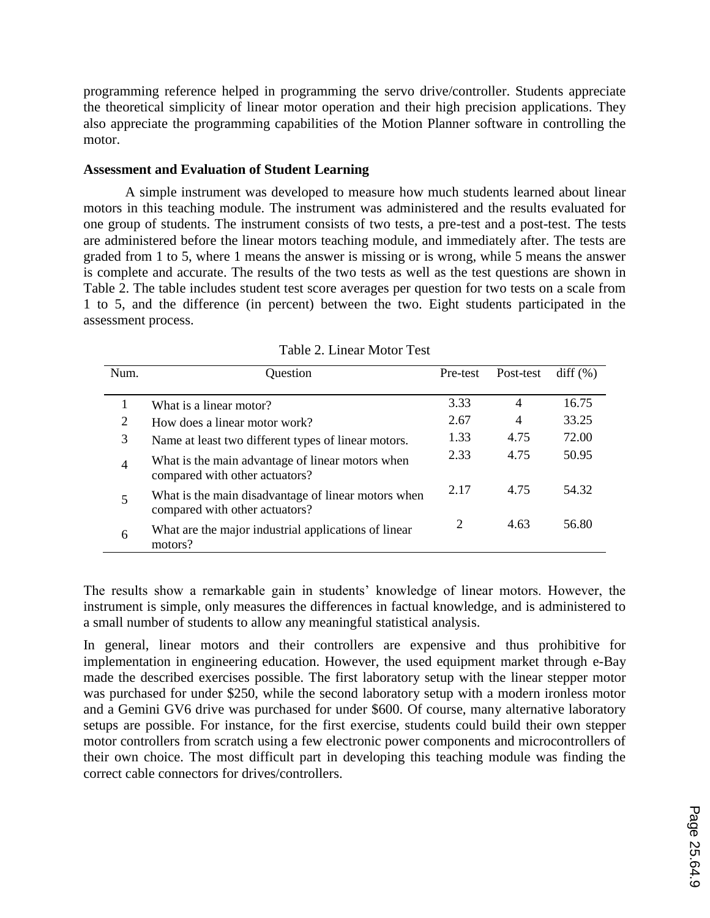programming reference helped in programming the servo drive/controller. Students appreciate the theoretical simplicity of linear motor operation and their high precision applications. They also appreciate the programming capabilities of the Motion Planner software in controlling the motor.

**Assessment and Evaluation of Student Learning**

A simple instrument was developed to measure how much students learned about linear motors in this teaching module. The instrument was administered and the results evaluated for one group of students. The instrument consists of two tests, a pre-test and a post-test. The tests are administered before the linear motors teaching module, and immediately after. The tests are graded from 1 to 5, where 1 means the answer is missing or is wrong, while 5 means the answer is complete and accurate. The results of the two tests as well as the test questions are shown in Table 2. The table includes student test score averages per question for two tests on a scale from 1 to 5, and the difference (in percent) between the two. Eight students participated in the assessment process.

Table 2. Linear Motor Test

| Num. | Question | Pre-test | Post-test | diff (%) |
|---|---|---|---|---|
| 1 | What is a linear motor? | 3.33 | 4 | 16.75 |
| 2 | How does a linear motor work? | 2.67 | 4 | 33.25 |
| 3 | Name at least two different types of linear motors. | 1.33 | 4.75 | 72.00 |
| 4 | What is the main advantage of linear motors when compared with other actuators? | 2.33 | 4.75 | 50.95 |
| 5 | What is the main disadvantage of linear motors when compared with other actuators? | 2.17 | 4.75 | 54.32 |
| 6 | What are the major industrial applications of linear motors? | 2 | 4.63 | 56.80 |

The results show a remarkable gain in students' knowledge of linear motors. However, the instrument is simple, only measures the differences in factual knowledge, and is administered to a small number of students to allow any meaningful statistical analysis.

In general, linear motors and their controllers are expensive and thus prohibitive for implementation in engineering education. However, the used equipment market through e-Bay made the described exercises possible. The first laboratory setup with the linear stepper motor was purchased for under $250, while the second laboratory setup with a modern ironless motor and a Gemini GV6 drive was purchased for under $600. Of course, many alternative laboratory setups are possible. For instance, for the first exercise, students could build their own stepper motor controllers from scratch using a few electronic power components and microcontrollers of their own choice. The most difficult part in developing this teaching module was finding the correct cable connectors for drives/controllers.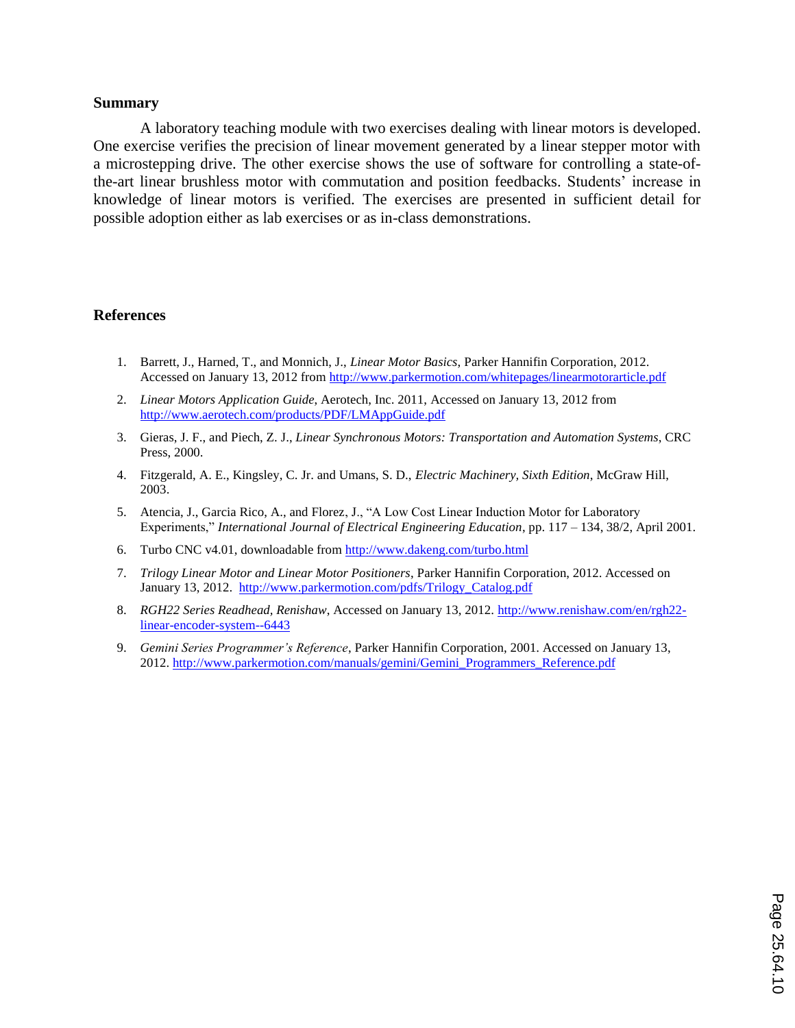## Summary

A laboratory teaching module with two exercises dealing with linear motors is developed. One exercise verifies the precision of linear movement generated by a linear stepper motor with a microstepping drive. The other exercise shows the use of software for controlling a state-of-the-art linear brushless motor with commutation and position feedbacks. Students' increase in knowledge of linear motors is verified. The exercises are presented in sufficient detail for possible adoption either as lab exercises or as in-class demonstrations.

## References

1. Barrett, J., Harned, T., and Monnich, J., *Linear Motor Basics*, Parker Hannifin Corporation, 2012. Accessed on January 13, 2012 from http://www.parkermotion.com/whitepages/linearmotorarticle.pdf
2. *Linear Motors Application Guide*, Aerotech, Inc. 2011, Accessed on January 13, 2012 from http://www.aerotech.com/products/PDF/LMAppGuide.pdf
3. Gieras, J. F., and Piech, Z. J., *Linear Synchronous Motors: Transportation and Automation Systems*, CRC Press, 2000.
4. Fitzgerald, A. E., Kingsley, C. Jr. and Umans, S. D., *Electric Machinery, Sixth Edition*, McGraw Hill, 2003.
5. Atencia, J., Garcia Rico, A., and Florez, J., "A Low Cost Linear Induction Motor for Laboratory Experiments," *International Journal of Electrical Engineering Education*, pp. 117 – 134, 38/2, April 2001.
6. Turbo CNC v4.01, downloadable from http://www.dakeng.com/turbo.html
7. *Trilogy Linear Motor and Linear Motor Positioners*, Parker Hannifin Corporation, 2012. Accessed on January 13, 2012. http://www.parkermotion.com/pdfs/Trilogy_Catalog.pdf
8. *RGH22 Series Readhead, Renishaw*, Accessed on January 13, 2012. http://www.renishaw.com/en/rgh22-linear-encoder-system--6443
9. *Gemini Series Programmer's Reference*, Parker Hannifin Corporation, 2001. Accessed on January 13, 2012. http://www.parkermotion.com/manuals/gemini/Gemini_Programmers_Reference.pdf